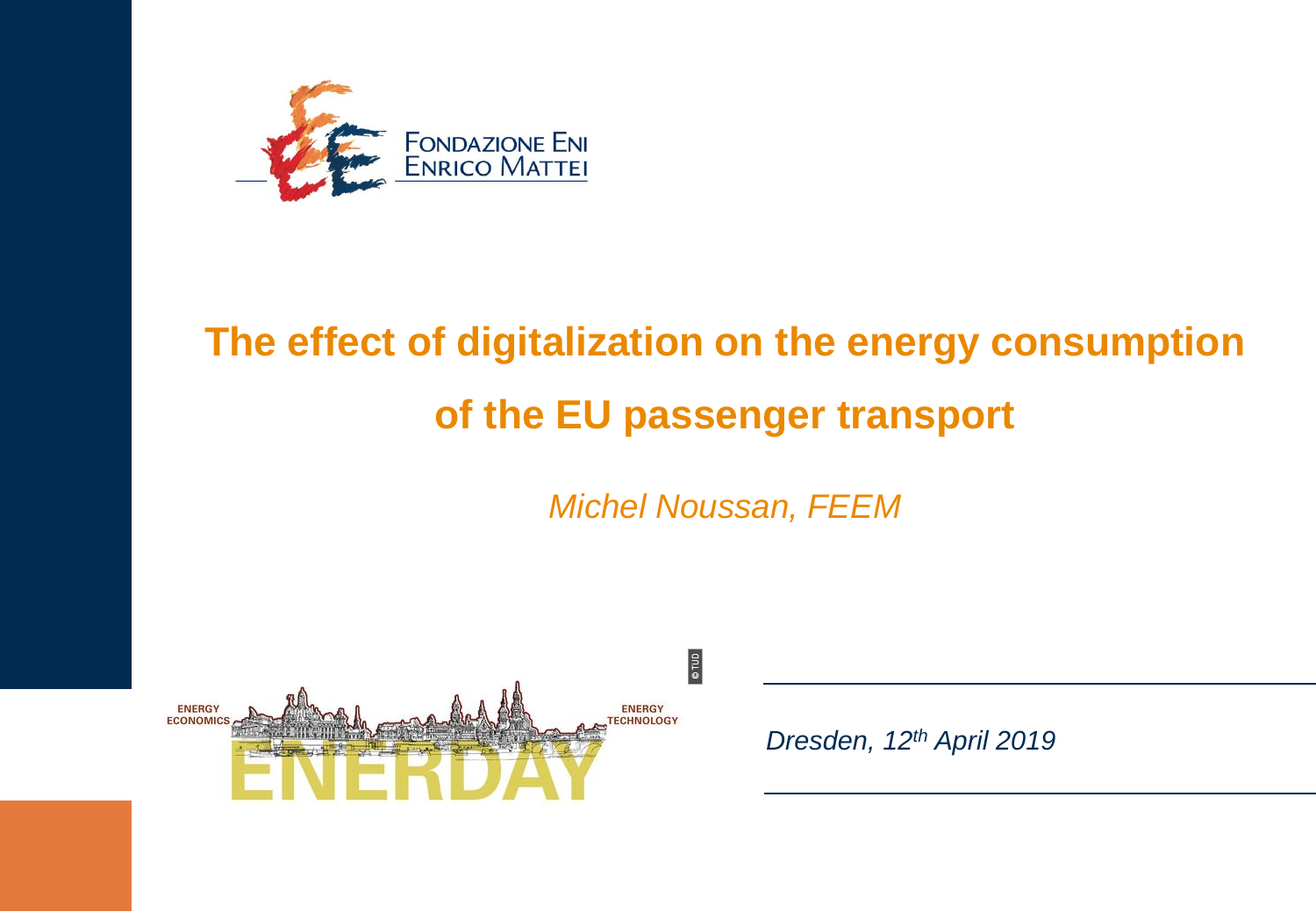Fondazione Eni Enrico Mattei

# The effect of digitalization on the energy consumption of the EU passenger transport

*Michel Noussan, FEEM*

ENERGY ECONOMICS — ENERDAY — ENERGY TECHNOLOGY

*Dresden, 12th April 2019*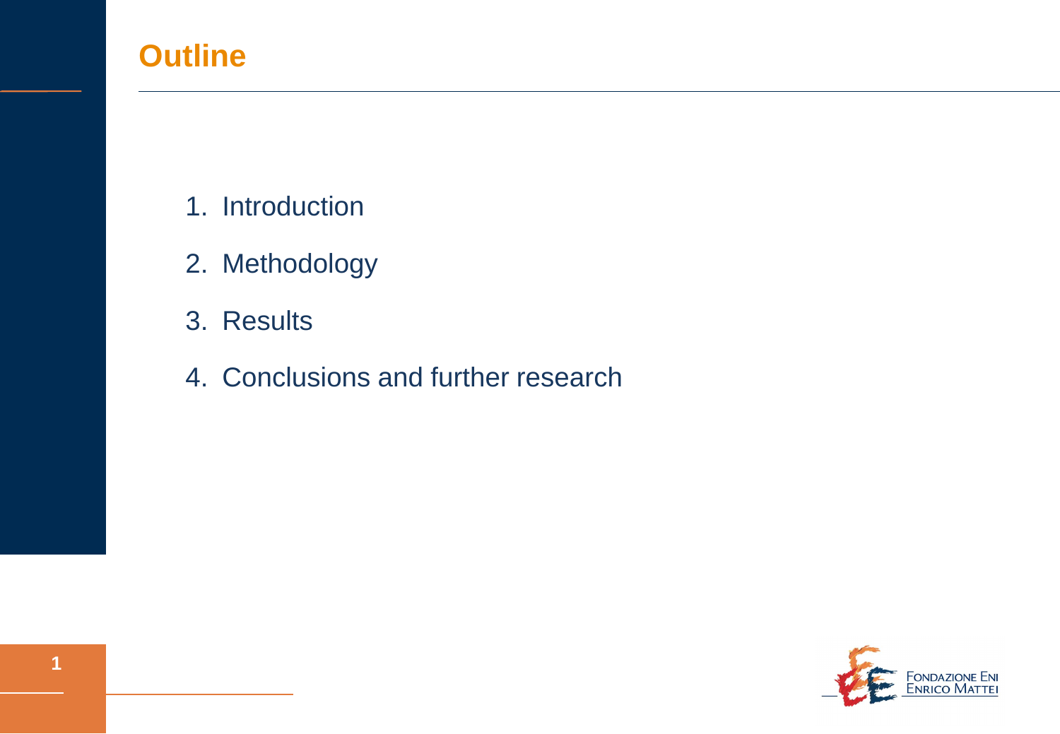# Outline

1. Introduction
2. Methodology
3. Results
4. Conclusions and further research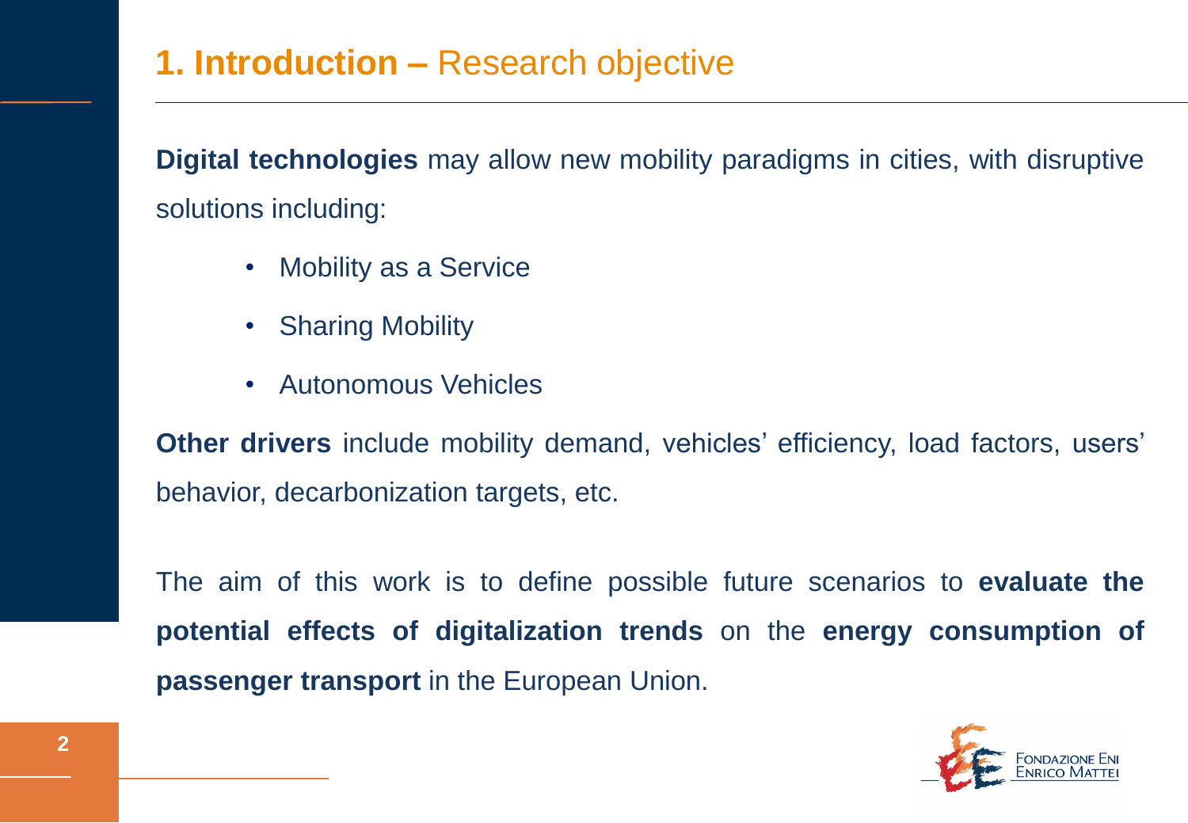# 1. Introduction – Research objective

**Digital technologies** may allow new mobility paradigms in cities, with disruptive solutions including:

- Mobility as a Service
- Sharing Mobility
- Autonomous Vehicles

**Other drivers** include mobility demand, vehicles' efficiency, load factors, users' behavior, decarbonization targets, etc.

The aim of this work is to define possible future scenarios to **evaluate the potential effects of digitalization trends** on the **energy consumption of passenger transport** in the European Union.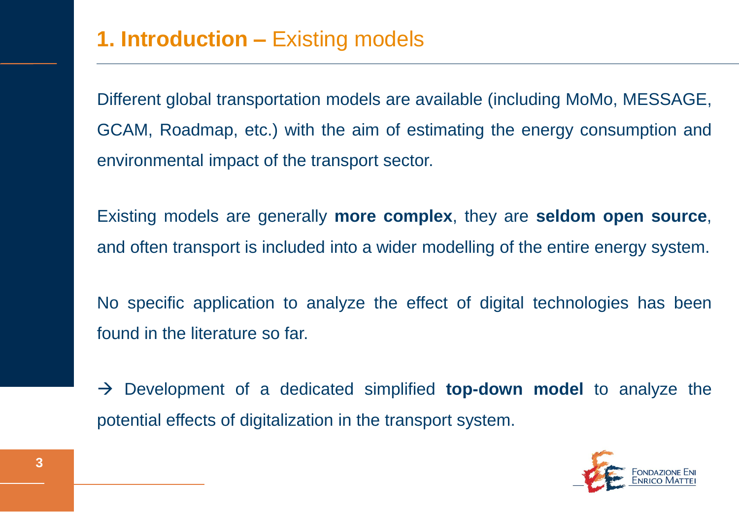# 1. Introduction – Existing models

Different global transportation models are available (including MoMo, MESSAGE, GCAM, Roadmap, etc.) with the aim of estimating the energy consumption and environmental impact of the transport sector.

Existing models are generally **more complex**, they are **seldom open source**, and often transport is included into a wider modelling of the entire energy system.

No specific application to analyze the effect of digital technologies has been found in the literature so far.

→ Development of a dedicated simplified **top-down model** to analyze the potential effects of digitalization in the transport system.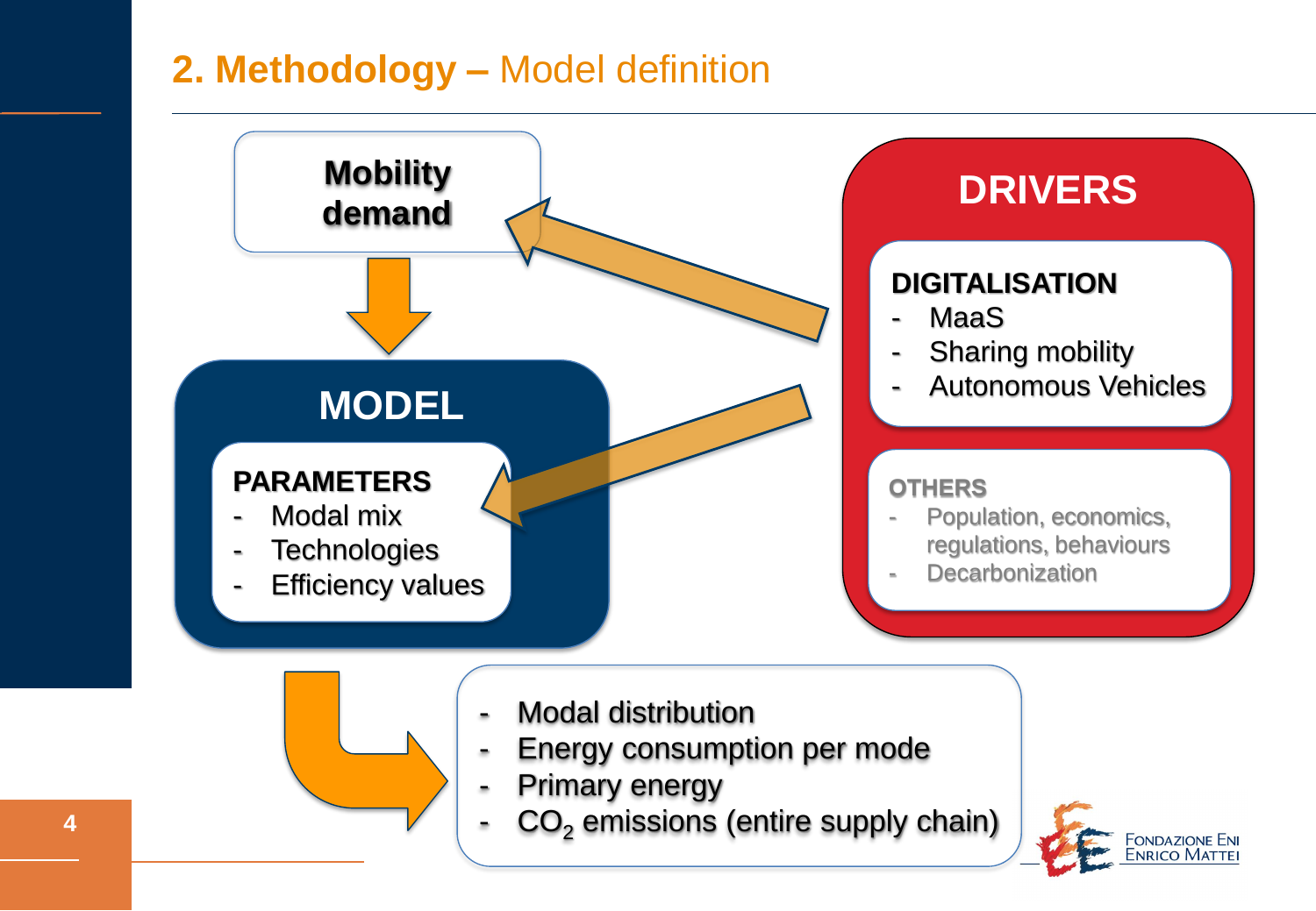## 2. Methodology – Model definition

**Mobility demand**

**MODEL**

**PARAMETERS**
- Modal mix
- Technologies
- Efficiency values

**DRIVERS**

**DIGITALISATION**
- MaaS
- Sharing mobility
- Autonomous Vehicles

**OTHERS**
- Population, economics, regulations, behaviours
- Decarbonization

- Modal distribution
- Energy consumption per mode
- Primary energy
- $CO_2$ emissions (entire supply chain)

Fondazione Eni Enrico Mattei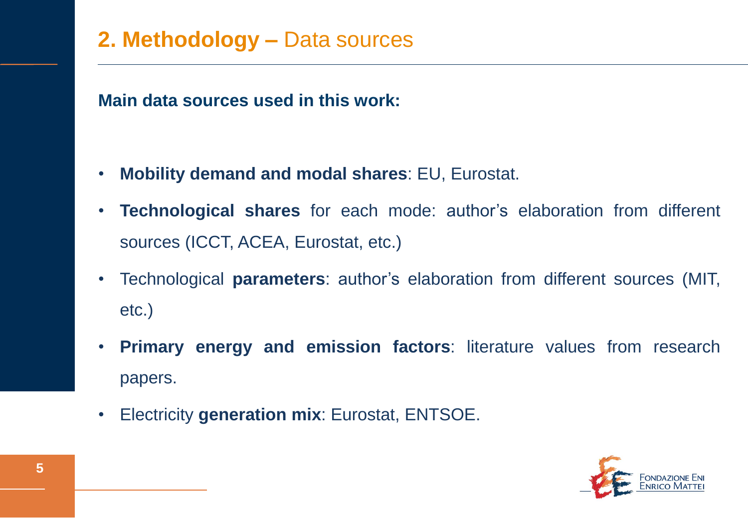## 2. Methodology – Data sources

**Main data sources used in this work:**

- **Mobility demand and modal shares**: EU, Eurostat.
- **Technological shares** for each mode: author's elaboration from different sources (ICCT, ACEA, Eurostat, etc.)
- Technological **parameters**: author's elaboration from different sources (MIT, etc.)
- **Primary energy and emission factors**: literature values from research papers.
- Electricity **generation mix**: Eurostat, ENTSOE.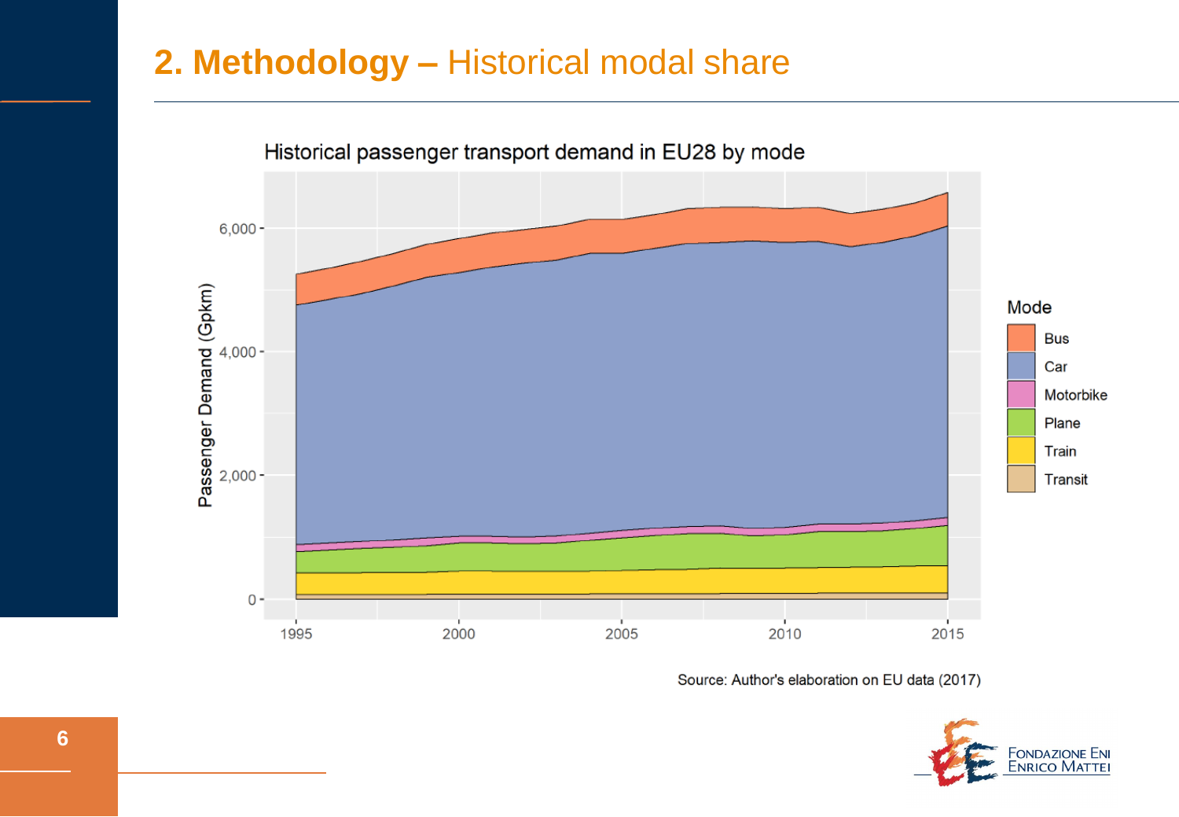# 2. Methodology – Historical modal share

Historical passenger transport demand in EU28 by mode

Source: Author's elaboration on EU data (2017)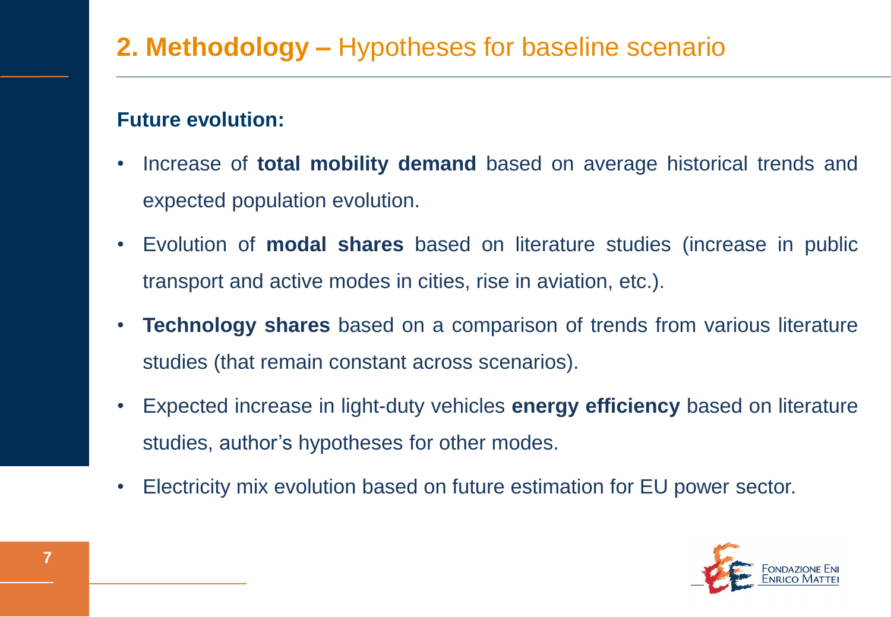## **2. Methodology –** Hypotheses for baseline scenario

**Future evolution:**

- Increase of **total mobility demand** based on average historical trends and expected population evolution.
- Evolution of **modal shares** based on literature studies (increase in public transport and active modes in cities, rise in aviation, etc.).
- **Technology shares** based on a comparison of trends from various literature studies (that remain constant across scenarios).
- Expected increase in light-duty vehicles **energy efficiency** based on literature studies, author's hypotheses for other modes.
- Electricity mix evolution based on future estimation for EU power sector.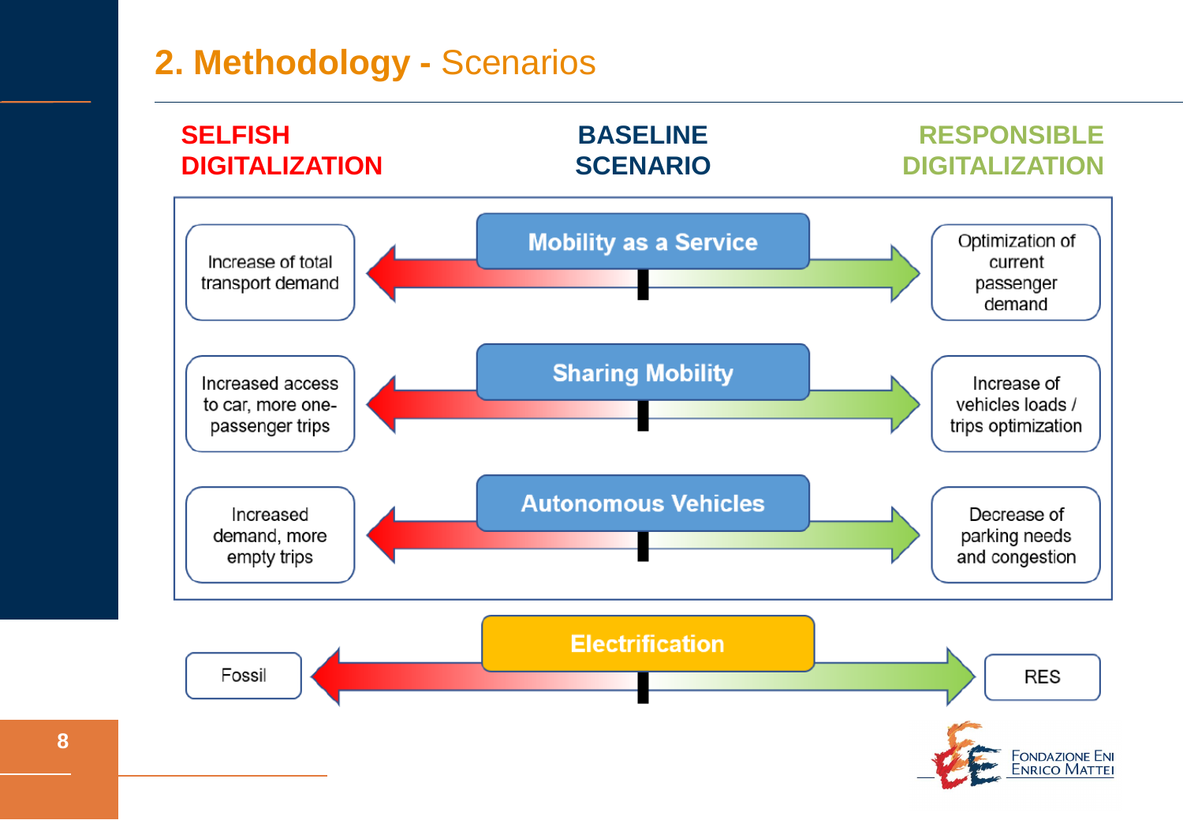## 2. Methodology - Scenarios

| SELFISH DIGITALIZATION | BASELINE SCENARIO | RESPONSIBLE DIGITALIZATION |
| --- | --- | --- |
| Increase of total transport demand | Mobility as a Service | Optimization of current passenger demand |
| Increased access to car, more one-passenger trips | Sharing Mobility | Increase of vehicles loads / trips optimization |
| Increased demand, more empty trips | Autonomous Vehicles | Decrease of parking needs and congestion |
| Fossil | Electrification | RES |

Fondazione Eni Enrico Mattei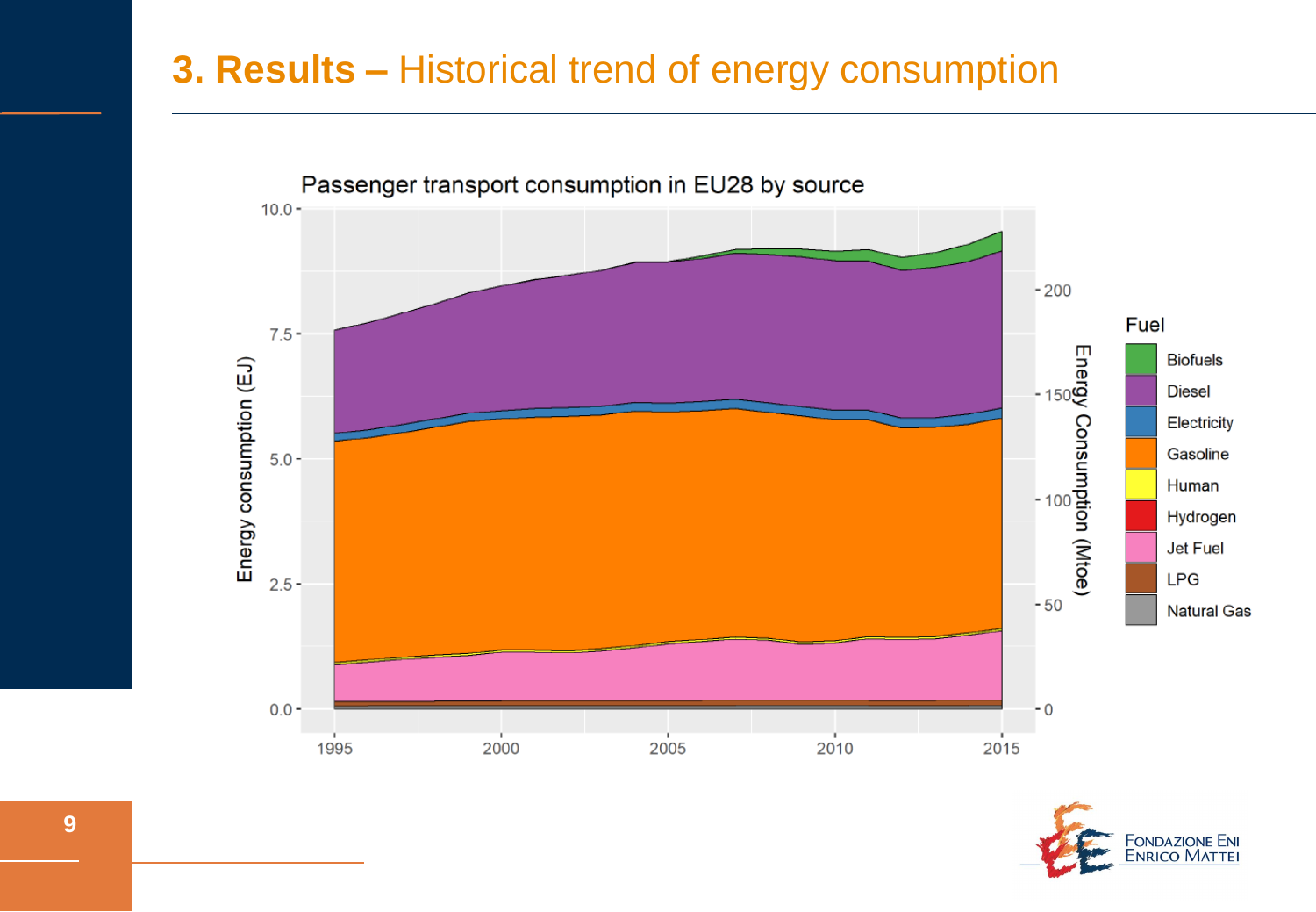# 3. Results – Historical trend of energy consumption

Passenger transport consumption in EU28 by source

Fuel: Biofuels, Diesel, Electricity, Gasoline, Human, Hydrogen, Jet Fuel, LPG, Natural Gas

Energy consumption (EJ)

Energy Consumption (Mtoe)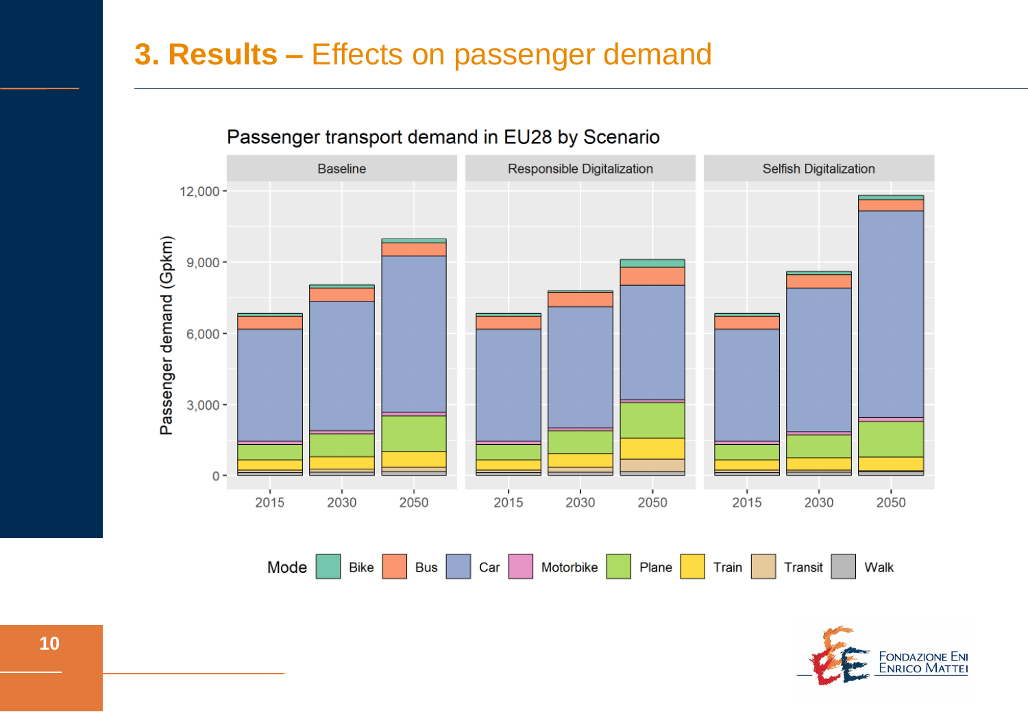# 3. Results – Effects on passenger demand

Passenger transport demand in EU28 by Scenario

Baseline | Responsible Digitalization | Selfish Digitalization

Passenger demand (Gpkm)

12,000
9,000
6,000
3,000
0

2015 2030 2050 | 2015 2030 2050 | 2015 2030 2050

Mode: Bike, Bus, Car, Motorbike, Plane, Train, Transit, Walk

Fondazione Eni Enrico Mattei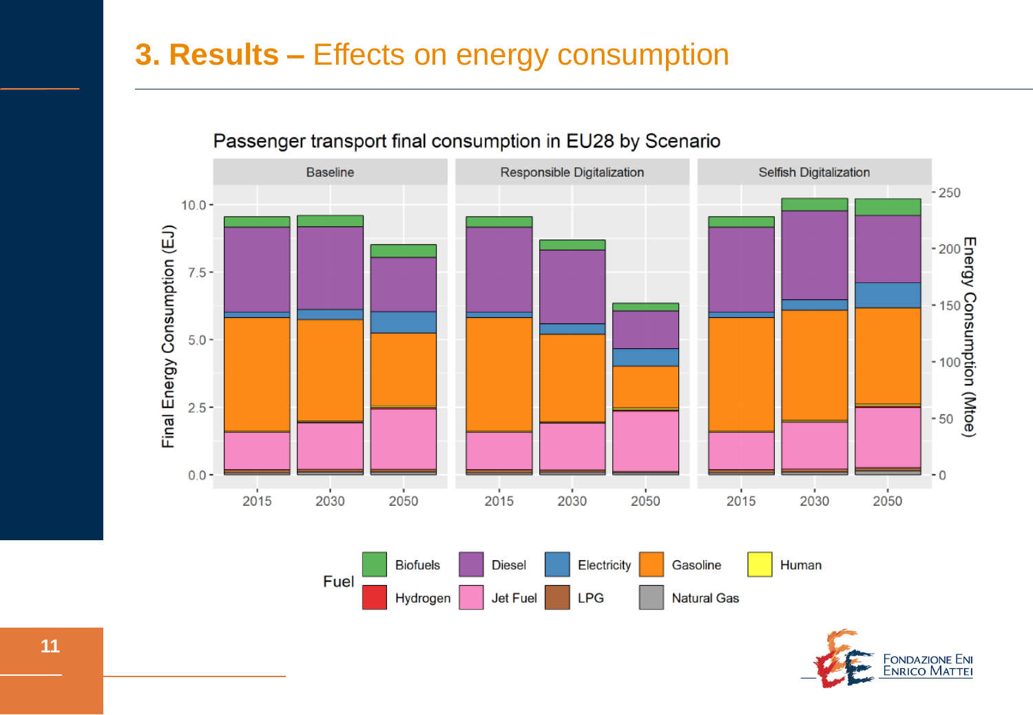# 3. Results – Effects on energy consumption

Passenger transport final consumption in EU28 by Scenario

Baseline | Responsible Digitalization | Selfish Digitalization

Final Energy Consumption (EJ): 0.0, 2.5, 5.0, 7.5, 10.0

Energy Consumption (Mtoe): 0, 50, 100, 150, 200, 250

2015 2030 2050

Fuel: Biofuels, Diesel, Electricity, Gasoline, Human, Hydrogen, Jet Fuel, LPG, Natural Gas

Fondazione Eni Enrico Mattei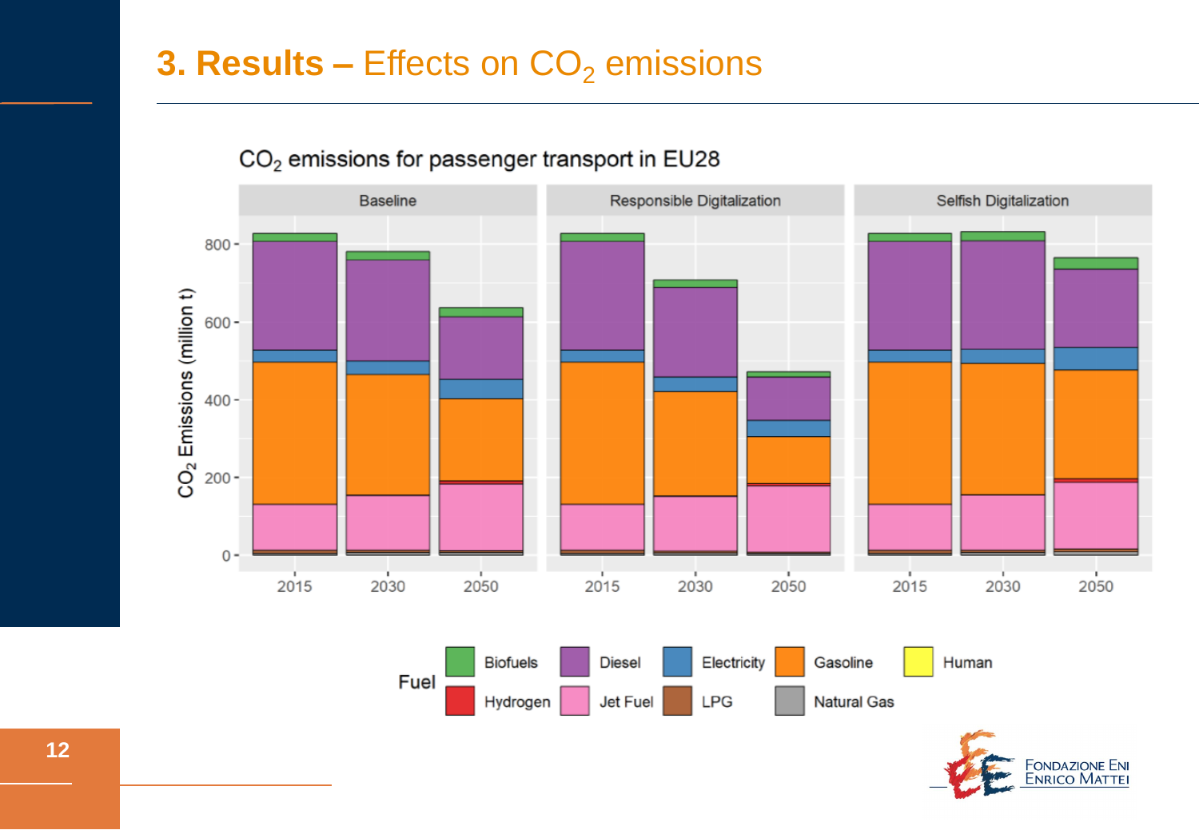# 3. Results – Effects on $CO_2$ emissions

$CO_2$ emissions for passenger transport in EU28

Panels: Baseline | Responsible Digitalization | Selfish Digitalization

Y-axis: $CO_2$ Emissions (million t) — 0, 200, 400, 600, 800

X-axis: 2015, 2030, 2050

Fuel: Biofuels, Diesel, Electricity, Gasoline, Human, Hydrogen, Jet Fuel, LPG, Natural Gas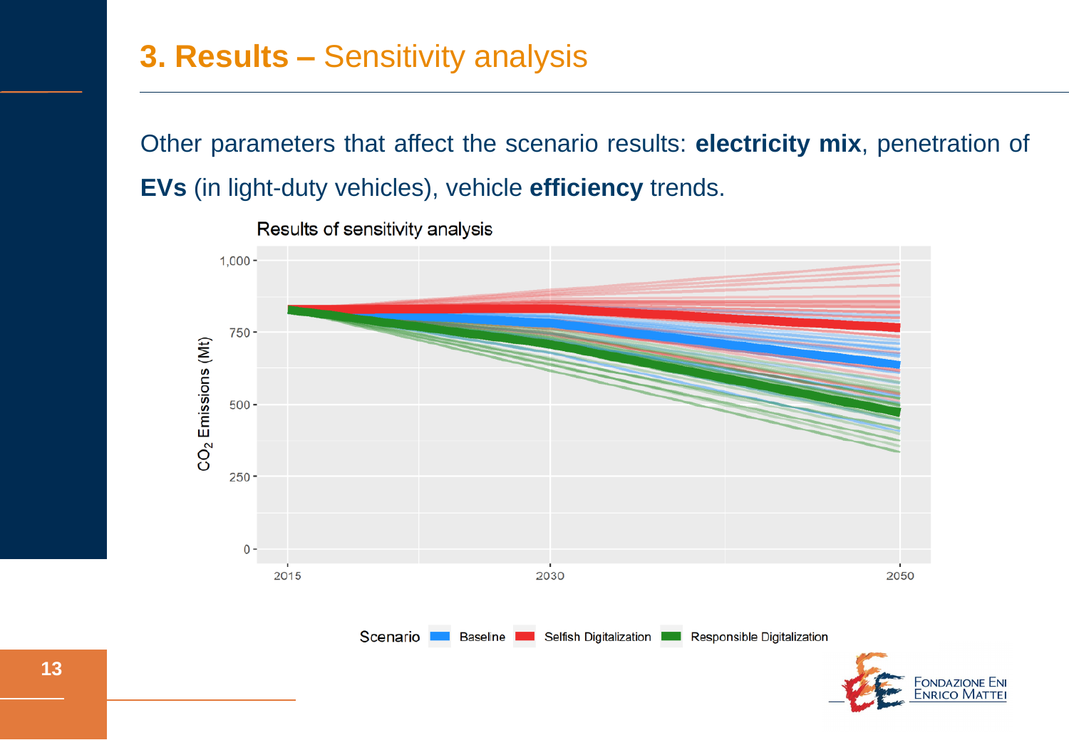# 3. Results – Sensitivity analysis

Other parameters that affect the scenario results: **electricity mix**, penetration of **EVs** (in light-duty vehicles), vehicle **efficiency** trends.

Results of sensitivity analysis

Scenario: Baseline, Selfish Digitalization, Responsible Digitalization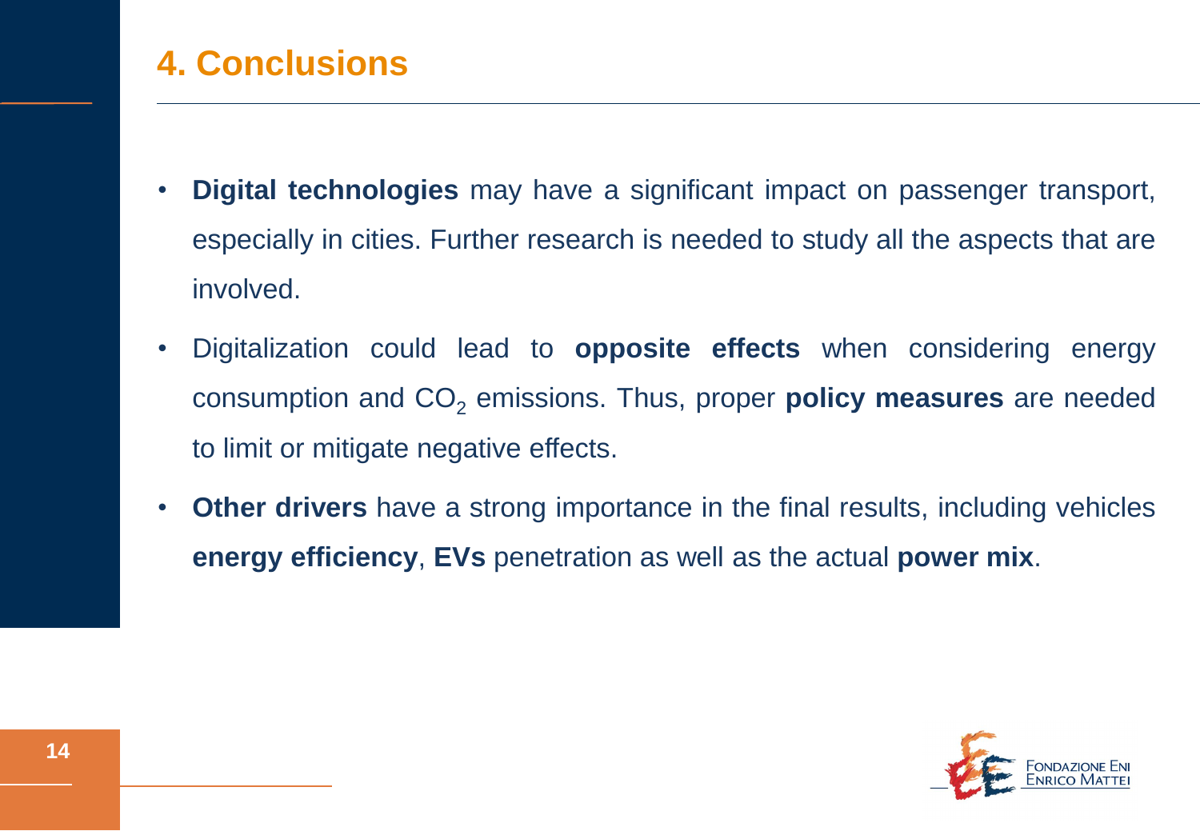# 4. Conclusions

- **Digital technologies** may have a significant impact on passenger transport, especially in cities. Further research is needed to study all the aspects that are involved.
- Digitalization could lead to **opposite effects** when considering energy consumption and $CO_2$ emissions. Thus, proper **policy measures** are needed to limit or mitigate negative effects.
- **Other drivers** have a strong importance in the final results, including vehicles **energy efficiency**, **EVs** penetration as well as the actual **power mix**.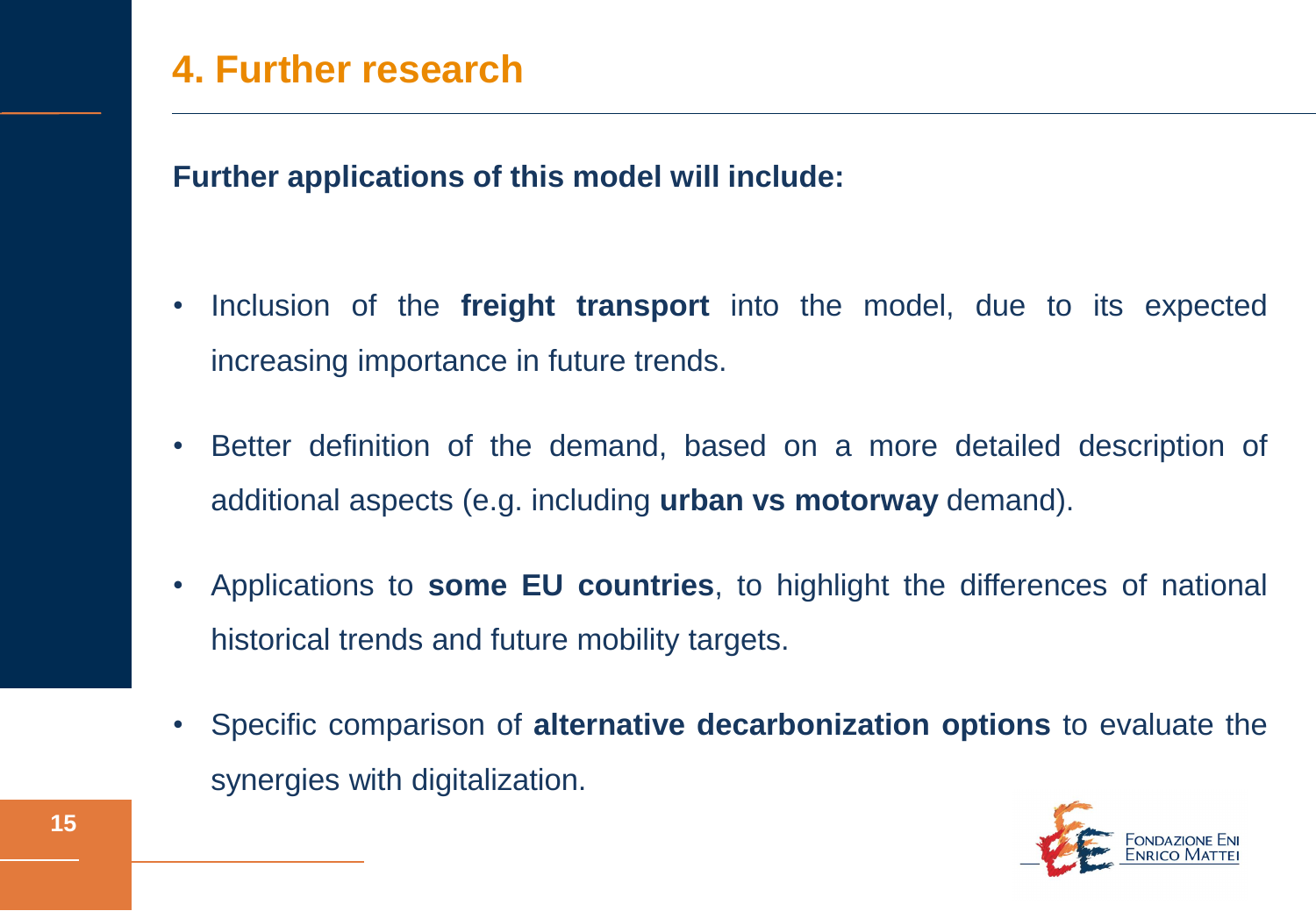# 4. Further research

**Further applications of this model will include:**

- Inclusion of the **freight transport** into the model, due to its expected increasing importance in future trends.
- Better definition of the demand, based on a more detailed description of additional aspects (e.g. including **urban vs motorway** demand).
- Applications to **some EU countries**, to highlight the differences of national historical trends and future mobility targets.
- Specific comparison of **alternative decarbonization options** to evaluate the synergies with digitalization.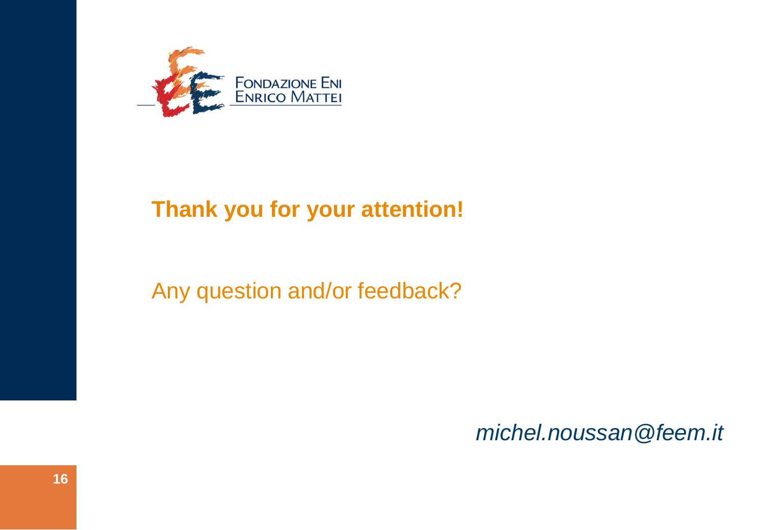Fondazione Eni Enrico Mattei

**Thank you for your attention!**

Any question and/or feedback?

*michel.noussan@feem.it*